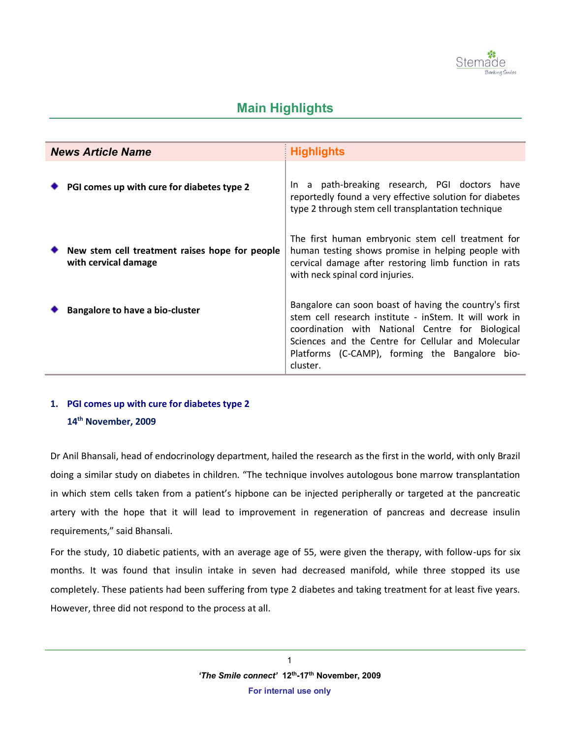## Main Highlights

| *News Article Name* | Highlights |
|---|---|
| **PGI comes up with cure for diabetes type 2** | In a path-breaking research, PGI doctors have reportedly found a very effective solution for diabetes type 2 through stem cell transplantation technique |
| **New stem cell treatment raises hope for people with cervical damage** | The first human embryonic stem cell treatment for human testing shows promise in helping people with cervical damage after restoring limb function in rats with neck spinal cord injuries. |
| **Bangalore to have a bio-cluster** | Bangalore can soon boast of having the country's first stem cell research institute - inStem. It will work in coordination with National Centre for Biological Sciences and the Centre for Cellular and Molecular Platforms (C-CAMP), forming the Bangalore bio-cluster. |

### 1. PGI comes up with cure for diabetes type 2

**14th November, 2009**

Dr Anil Bhansali, head of endocrinology department, hailed the research as the first in the world, with only Brazil doing a similar study on diabetes in children. "The technique involves autologous bone marrow transplantation in which stem cells taken from a patient's hipbone can be injected peripherally or targeted at the pancreatic artery with the hope that it will lead to improvement in regeneration of pancreas and decrease insulin requirements," said Bhansali.

For the study, 10 diabetic patients, with an average age of 55, were given the therapy, with follow-ups for six months. It was found that insulin intake in seven had decreased manifold, while three stopped its use completely. These patients had been suffering from type 2 diabetes and taking treatment for at least five years. However, three did not respond to the process at all.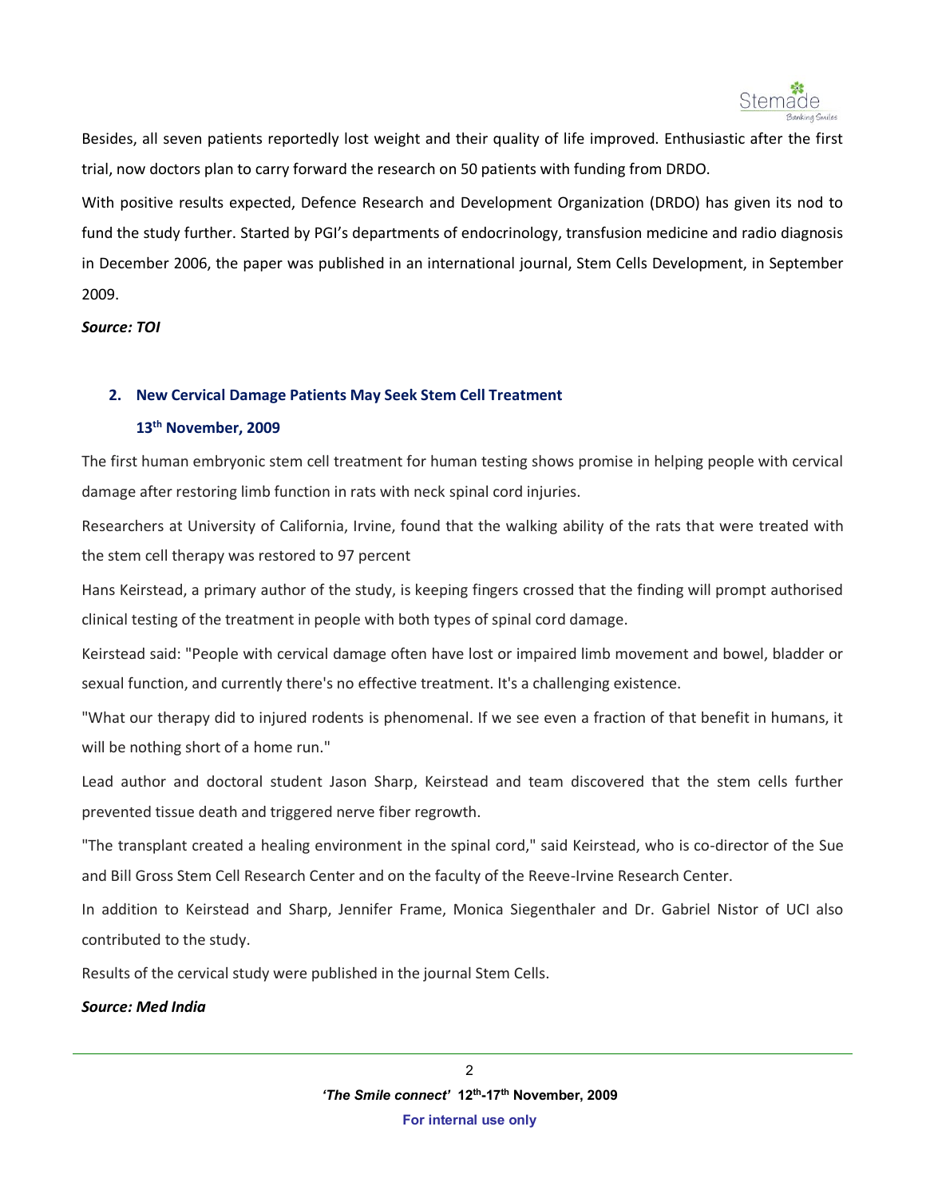Besides, all seven patients reportedly lost weight and their quality of life improved. Enthusiastic after the first trial, now doctors plan to carry forward the research on 50 patients with funding from DRDO.

With positive results expected, Defence Research and Development Organization (DRDO) has given its nod to fund the study further. Started by PGI's departments of endocrinology, transfusion medicine and radio diagnosis in December 2006, the paper was published in an international journal, Stem Cells Development, in September 2009.

***Source: TOI***

## 2. New Cervical Damage Patients May Seek Stem Cell Treatment

**13th November, 2009**

The first human embryonic stem cell treatment for human testing shows promise in helping people with cervical damage after restoring limb function in rats with neck spinal cord injuries.

Researchers at University of California, Irvine, found that the walking ability of the rats that were treated with the stem cell therapy was restored to 97 percent

Hans Keirstead, a primary author of the study, is keeping fingers crossed that the finding will prompt authorised clinical testing of the treatment in people with both types of spinal cord damage.

Keirstead said: "People with cervical damage often have lost or impaired limb movement and bowel, bladder or sexual function, and currently there's no effective treatment. It's a challenging existence.

"What our therapy did to injured rodents is phenomenal. If we see even a fraction of that benefit in humans, it will be nothing short of a home run."

Lead author and doctoral student Jason Sharp, Keirstead and team discovered that the stem cells further prevented tissue death and triggered nerve fiber regrowth.

"The transplant created a healing environment in the spinal cord," said Keirstead, who is co-director of the Sue and Bill Gross Stem Cell Research Center and on the faculty of the Reeve-Irvine Research Center.

In addition to Keirstead and Sharp, Jennifer Frame, Monica Siegenthaler and Dr. Gabriel Nistor of UCI also contributed to the study.

Results of the cervical study were published in the journal Stem Cells.

***Source: Med India***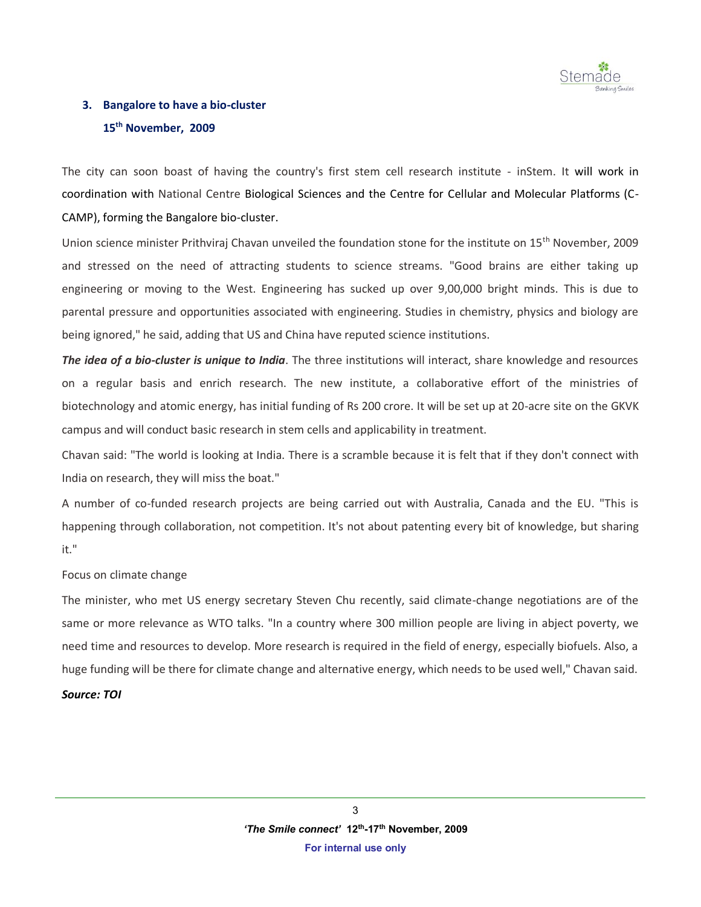### 3. Bangalore to have a bio-cluster

**15th November, 2009**

The city can soon boast of having the country's first stem cell research institute - inStem. It will work in coordination with National Centre Biological Sciences and the Centre for Cellular and Molecular Platforms (C-CAMP), forming the Bangalore bio-cluster.

Union science minister Prithviraj Chavan unveiled the foundation stone for the institute on 15th November, 2009 and stressed on the need of attracting students to science streams. "Good brains are either taking up engineering or moving to the West. Engineering has sucked up over 9,00,000 bright minds. This is due to parental pressure and opportunities associated with engineering. Studies in chemistry, physics and biology are being ignored," he said, adding that US and China have reputed science institutions.

***The idea of a bio-cluster is unique to India***. The three institutions will interact, share knowledge and resources on a regular basis and enrich research. The new institute, a collaborative effort of the ministries of biotechnology and atomic energy, has initial funding of Rs 200 crore. It will be set up at 20-acre site on the GKVK campus and will conduct basic research in stem cells and applicability in treatment.

Chavan said: "The world is looking at India. There is a scramble because it is felt that if they don't connect with India on research, they will miss the boat."

A number of co-funded research projects are being carried out with Australia, Canada and the EU. "This is happening through collaboration, not competition. It's not about patenting every bit of knowledge, but sharing it."

Focus on climate change

The minister, who met US energy secretary Steven Chu recently, said climate-change negotiations are of the same or more relevance as WTO talks. "In a country where 300 million people are living in abject poverty, we need time and resources to develop. More research is required in the field of energy, especially biofuels. Also, a huge funding will be there for climate change and alternative energy, which needs to be used well," Chavan said.

***Source: TOI***